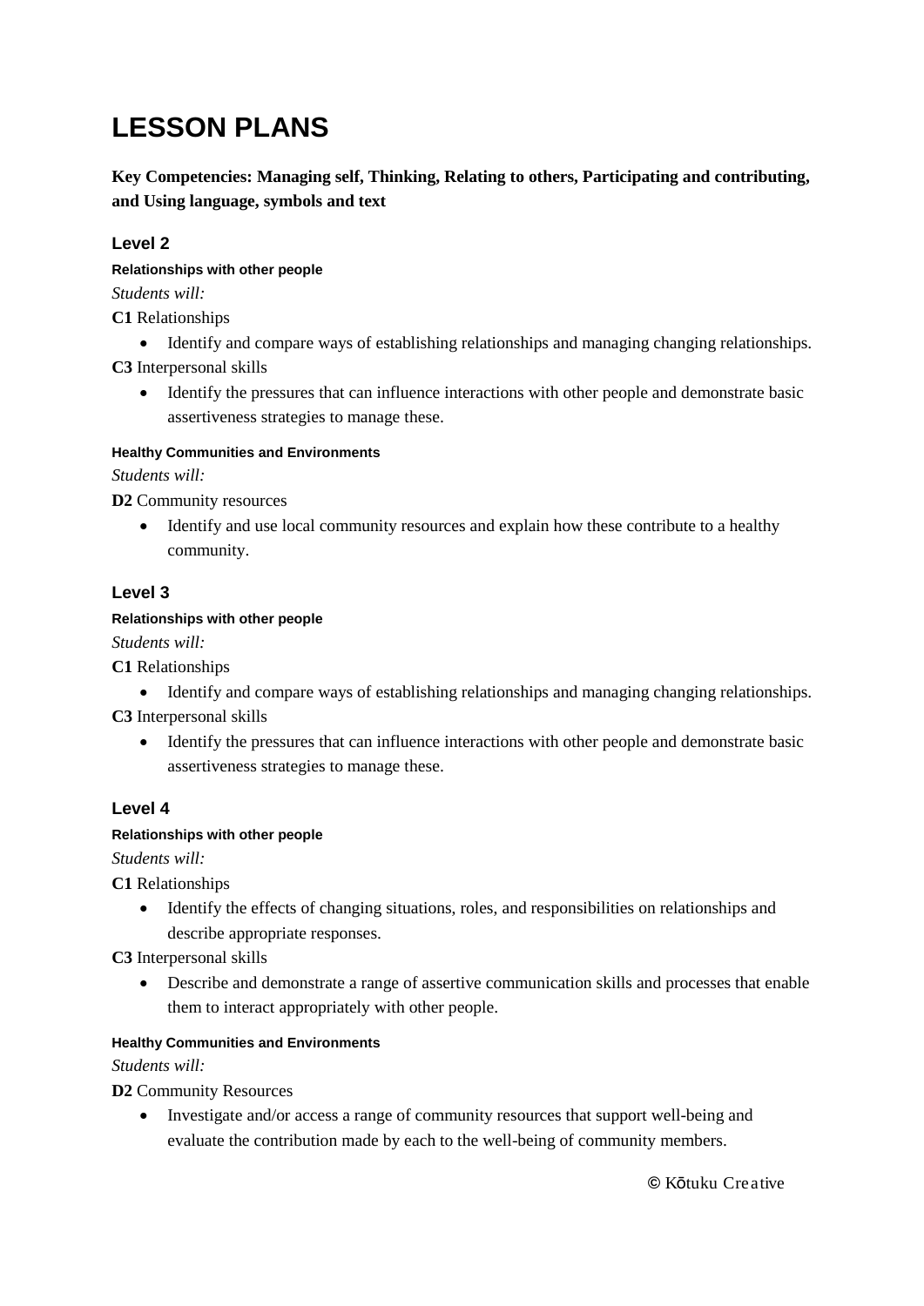# LESSON PLANS

**Key Competencies: Managing self, Thinking, Relating to others, Participating and contributing, and Using language, symbols and text**

## Level 2

#### Relationships with other people

*Students will:*

**C1** Relationships

- Identify and compare ways of establishing relationships and managing changing relationships.

**C3** Interpersonal skills

- Identify the pressures that can influence interactions with other people and demonstrate basic assertiveness strategies to manage these.

#### Healthy Communities and Environments

*Students will:*

**D2** Community resources

- Identify and use local community resources and explain how these contribute to a healthy community.

## Level 3

#### Relationships with other people

*Students will:*

**C1** Relationships

- Identify and compare ways of establishing relationships and managing changing relationships.

**C3** Interpersonal skills

- Identify the pressures that can influence interactions with other people and demonstrate basic assertiveness strategies to manage these.

## Level 4

#### Relationships with other people

*Students will:*

**C1** Relationships

- Identify the effects of changing situations, roles, and responsibilities on relationships and describe appropriate responses.

**C3** Interpersonal skills

- Describe and demonstrate a range of assertive communication skills and processes that enable them to interact appropriately with other people.

#### Healthy Communities and Environments

*Students will:*

**D2** Community Resources

- Investigate and/or access a range of community resources that support well-being and evaluate the contribution made by each to the well-being of community members.

© Kōtuku Creative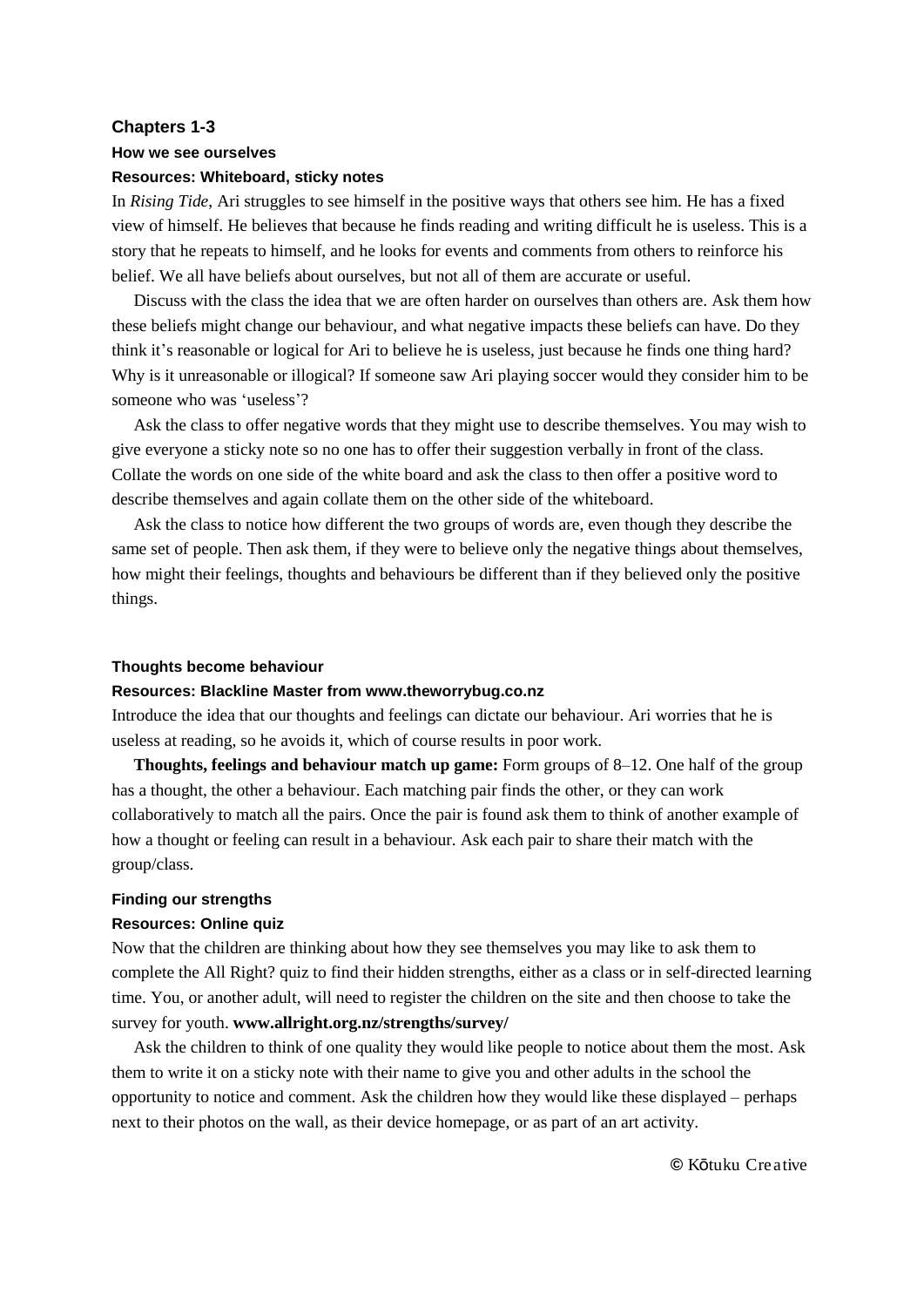## Chapters 1-3

### How we see ourselves

**Resources: Whiteboard, sticky notes**

In *Rising Tide*, Ari struggles to see himself in the positive ways that others see him. He has a fixed view of himself. He believes that because he finds reading and writing difficult he is useless. This is a story that he repeats to himself, and he looks for events and comments from others to reinforce his belief. We all have beliefs about ourselves, but not all of them are accurate or useful.

Discuss with the class the idea that we are often harder on ourselves than others are. Ask them how these beliefs might change our behaviour, and what negative impacts these beliefs can have. Do they think it's reasonable or logical for Ari to believe he is useless, just because he finds one thing hard? Why is it unreasonable or illogical? If someone saw Ari playing soccer would they consider him to be someone who was 'useless'?

Ask the class to offer negative words that they might use to describe themselves. You may wish to give everyone a sticky note so no one has to offer their suggestion verbally in front of the class. Collate the words on one side of the white board and ask the class to then offer a positive word to describe themselves and again collate them on the other side of the whiteboard.

Ask the class to notice how different the two groups of words are, even though they describe the same set of people. Then ask them, if they were to believe only the negative things about themselves, how might their feelings, thoughts and behaviours be different than if they believed only the positive things.

### Thoughts become behaviour

**Resources: Blackline Master from www.theworrybug.co.nz**

Introduce the idea that our thoughts and feelings can dictate our behaviour. Ari worries that he is useless at reading, so he avoids it, which of course results in poor work.

**Thoughts, feelings and behaviour match up game:** Form groups of 8–12. One half of the group has a thought, the other a behaviour. Each matching pair finds the other, or they can work collaboratively to match all the pairs. Once the pair is found ask them to think of another example of how a thought or feeling can result in a behaviour. Ask each pair to share their match with the group/class.

### Finding our strengths

**Resources: Online quiz**

Now that the children are thinking about how they see themselves you may like to ask them to complete the All Right? quiz to find their hidden strengths, either as a class or in self-directed learning time. You, or another adult, will need to register the children on the site and then choose to take the survey for youth. **www.allright.org.nz/strengths/survey/**

Ask the children to think of one quality they would like people to notice about them the most. Ask them to write it on a sticky note with their name to give you and other adults in the school the opportunity to notice and comment. Ask the children how they would like these displayed – perhaps next to their photos on the wall, as their device homepage, or as part of an art activity.

© Kōtuku Creative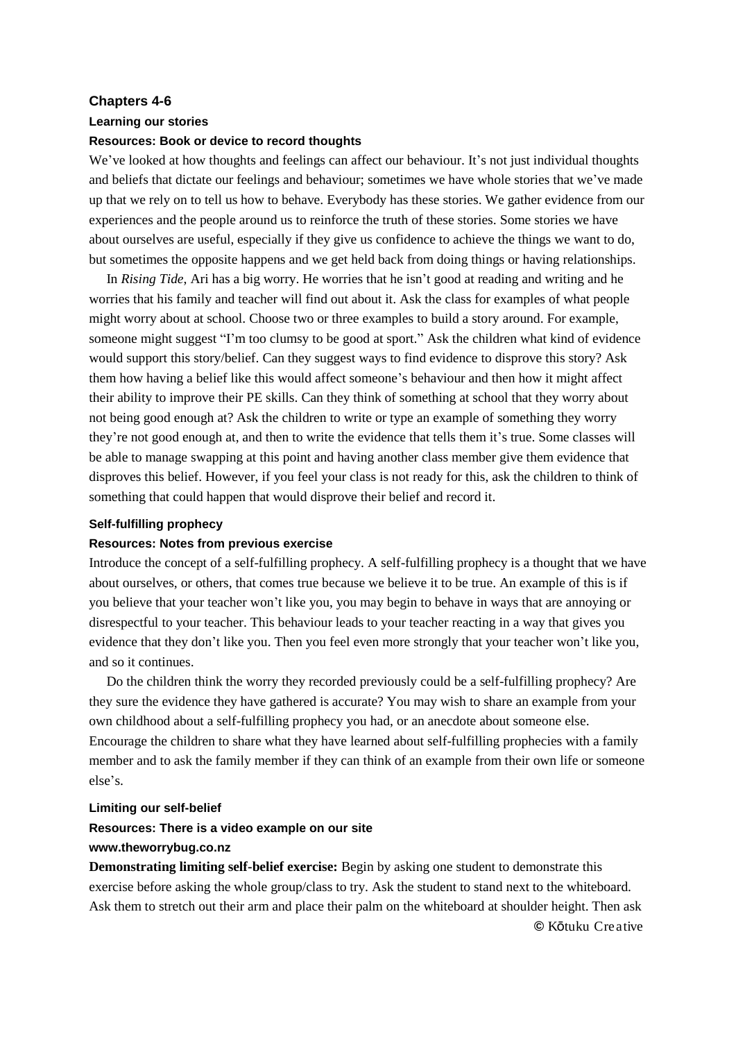## Chapters 4-6

### Learning our stories

**Resources: Book or device to record thoughts**

We've looked at how thoughts and feelings can affect our behaviour. It's not just individual thoughts and beliefs that dictate our feelings and behaviour; sometimes we have whole stories that we've made up that we rely on to tell us how to behave. Everybody has these stories. We gather evidence from our experiences and the people around us to reinforce the truth of these stories. Some stories we have about ourselves are useful, especially if they give us confidence to achieve the things we want to do, but sometimes the opposite happens and we get held back from doing things or having relationships.

In *Rising Tide*, Ari has a big worry. He worries that he isn't good at reading and writing and he worries that his family and teacher will find out about it. Ask the class for examples of what people might worry about at school. Choose two or three examples to build a story around. For example, someone might suggest "I'm too clumsy to be good at sport." Ask the children what kind of evidence would support this story/belief. Can they suggest ways to find evidence to disprove this story? Ask them how having a belief like this would affect someone's behaviour and then how it might affect their ability to improve their PE skills. Can they think of something at school that they worry about not being good enough at? Ask the children to write or type an example of something they worry they're not good enough at, and then to write the evidence that tells them it's true. Some classes will be able to manage swapping at this point and having another class member give them evidence that disproves this belief. However, if you feel your class is not ready for this, ask the children to think of something that could happen that would disprove their belief and record it.

### Self-fulfilling prophecy

**Resources: Notes from previous exercise**

Introduce the concept of a self-fulfilling prophecy. A self-fulfilling prophecy is a thought that we have about ourselves, or others, that comes true because we believe it to be true. An example of this is if you believe that your teacher won't like you, you may begin to behave in ways that are annoying or disrespectful to your teacher. This behaviour leads to your teacher reacting in a way that gives you evidence that they don't like you. Then you feel even more strongly that your teacher won't like you, and so it continues.

Do the children think the worry they recorded previously could be a self-fulfilling prophecy? Are they sure the evidence they have gathered is accurate? You may wish to share an example from your own childhood about a self-fulfilling prophecy you had, or an anecdote about someone else. Encourage the children to share what they have learned about self-fulfilling prophecies with a family member and to ask the family member if they can think of an example from their own life or someone else's.

### Limiting our self-belief

**Resources: There is a video example on our site**
**www.theworrybug.co.nz**

**Demonstrating limiting self-belief exercise:** Begin by asking one student to demonstrate this exercise before asking the whole group/class to try. Ask the student to stand next to the whiteboard. Ask them to stretch out their arm and place their palm on the whiteboard at shoulder height. Then ask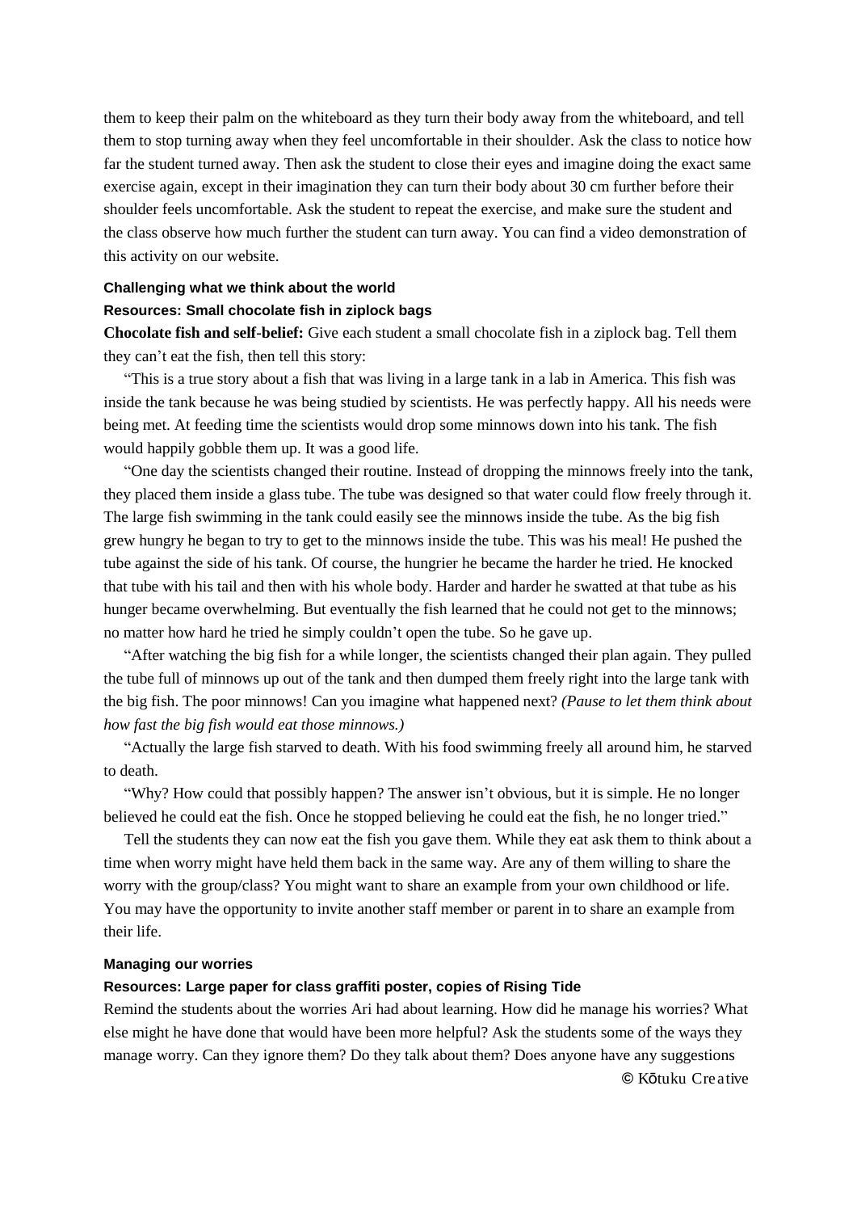them to keep their palm on the whiteboard as they turn their body away from the whiteboard, and tell them to stop turning away when they feel uncomfortable in their shoulder. Ask the class to notice how far the student turned away. Then ask the student to close their eyes and imagine doing the exact same exercise again, except in their imagination they can turn their body about 30 cm further before their shoulder feels uncomfortable. Ask the student to repeat the exercise, and make sure the student and the class observe how much further the student can turn away. You can find a video demonstration of this activity on our website.

#### Challenging what we think about the world

#### Resources: Small chocolate fish in ziplock bags

**Chocolate fish and self-belief:** Give each student a small chocolate fish in a ziplock bag. Tell them they can't eat the fish, then tell this story:

"This is a true story about a fish that was living in a large tank in a lab in America. This fish was inside the tank because he was being studied by scientists. He was perfectly happy. All his needs were being met. At feeding time the scientists would drop some minnows down into his tank. The fish would happily gobble them up. It was a good life.

"One day the scientists changed their routine. Instead of dropping the minnows freely into the tank, they placed them inside a glass tube. The tube was designed so that water could flow freely through it. The large fish swimming in the tank could easily see the minnows inside the tube. As the big fish grew hungry he began to try to get to the minnows inside the tube. This was his meal! He pushed the tube against the side of his tank. Of course, the hungrier he became the harder he tried. He knocked that tube with his tail and then with his whole body. Harder and harder he swatted at that tube as his hunger became overwhelming. But eventually the fish learned that he could not get to the minnows; no matter how hard he tried he simply couldn't open the tube. So he gave up.

"After watching the big fish for a while longer, the scientists changed their plan again. They pulled the tube full of minnows up out of the tank and then dumped them freely right into the large tank with the big fish. The poor minnows! Can you imagine what happened next? *(Pause to let them think about how fast the big fish would eat those minnows.)*

"Actually the large fish starved to death. With his food swimming freely all around him, he starved to death.

"Why? How could that possibly happen? The answer isn't obvious, but it is simple. He no longer believed he could eat the fish. Once he stopped believing he could eat the fish, he no longer tried."

Tell the students they can now eat the fish you gave them. While they eat ask them to think about a time when worry might have held them back in the same way. Are any of them willing to share the worry with the group/class? You might want to share an example from your own childhood or life. You may have the opportunity to invite another staff member or parent in to share an example from their life.

#### Managing our worries

#### Resources: Large paper for class graffiti poster, copies of Rising Tide

Remind the students about the worries Ari had about learning. How did he manage his worries? What else might he have done that would have been more helpful? Ask the students some of the ways they manage worry. Can they ignore them? Do they talk about them? Does anyone have any suggestions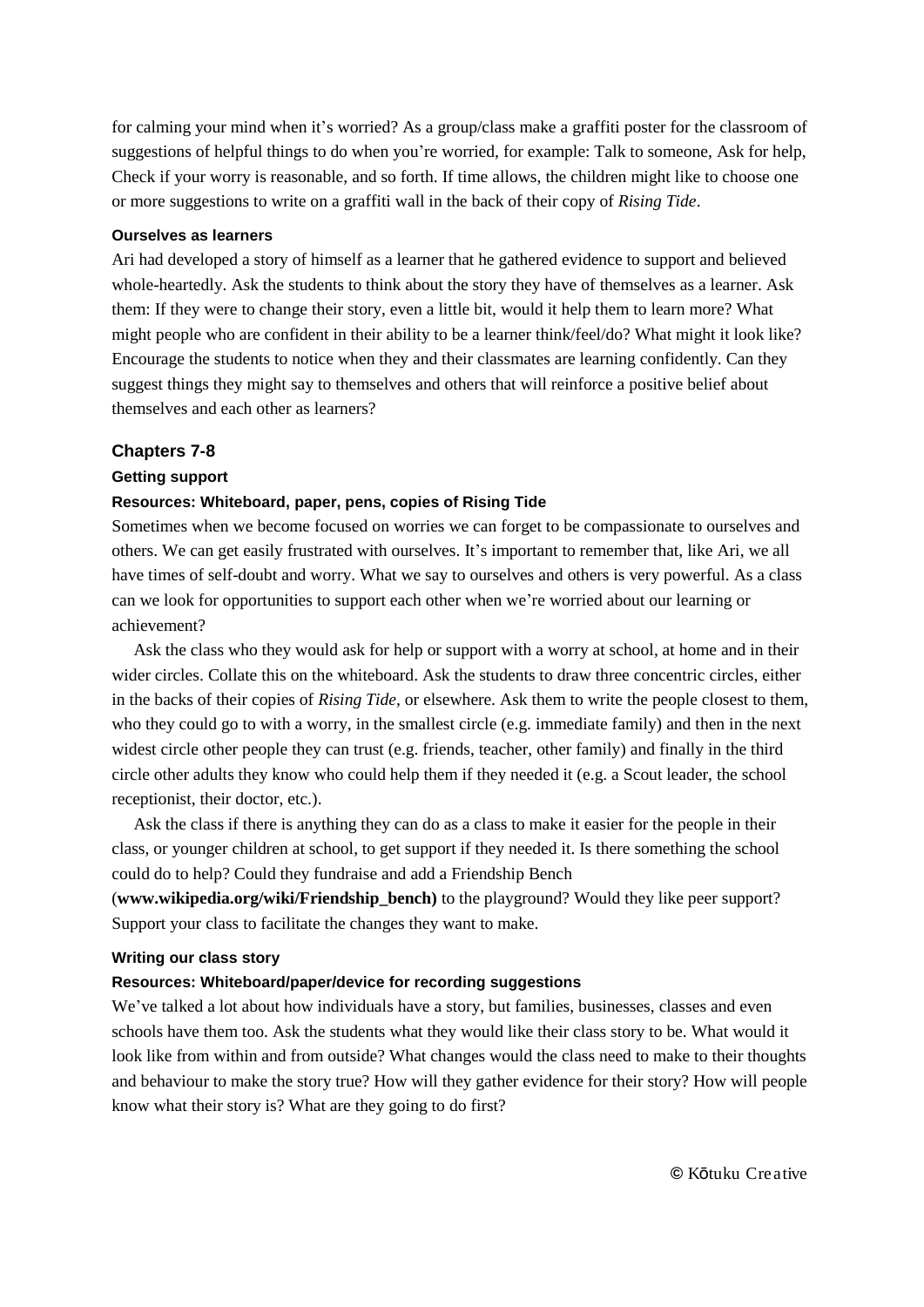for calming your mind when it's worried? As a group/class make a graffiti poster for the classroom of suggestions of helpful things to do when you're worried, for example: Talk to someone, Ask for help, Check if your worry is reasonable, and so forth. If time allows, the children might like to choose one or more suggestions to write on a graffiti wall in the back of their copy of *Rising Tide*.

#### Ourselves as learners

Ari had developed a story of himself as a learner that he gathered evidence to support and believed whole-heartedly. Ask the students to think about the story they have of themselves as a learner. Ask them: If they were to change their story, even a little bit, would it help them to learn more? What might people who are confident in their ability to be a learner think/feel/do? What might it look like? Encourage the students to notice when they and their classmates are learning confidently. Can they suggest things they might say to themselves and others that will reinforce a positive belief about themselves and each other as learners?

### Chapters 7-8

#### Getting support

**Resources: Whiteboard, paper, pens, copies of Rising Tide**

Sometimes when we become focused on worries we can forget to be compassionate to ourselves and others. We can get easily frustrated with ourselves. It's important to remember that, like Ari, we all have times of self-doubt and worry. What we say to ourselves and others is very powerful. As a class can we look for opportunities to support each other when we're worried about our learning or achievement?

Ask the class who they would ask for help or support with a worry at school, at home and in their wider circles. Collate this on the whiteboard. Ask the students to draw three concentric circles, either in the backs of their copies of *Rising Tide*, or elsewhere. Ask them to write the people closest to them, who they could go to with a worry, in the smallest circle (e.g. immediate family) and then in the next widest circle other people they can trust (e.g. friends, teacher, other family) and finally in the third circle other adults they know who could help them if they needed it (e.g. a Scout leader, the school receptionist, their doctor, etc.).

Ask the class if there is anything they can do as a class to make it easier for the people in their class, or younger children at school, to get support if they needed it. Is there something the school could do to help? Could they fundraise and add a Friendship Bench (**www.wikipedia.org/wiki/Friendship_bench)** to the playground? Would they like peer support? Support your class to facilitate the changes they want to make.

#### Writing our class story

**Resources: Whiteboard/paper/device for recording suggestions**

We've talked a lot about how individuals have a story, but families, businesses, classes and even schools have them too. Ask the students what they would like their class story to be. What would it look like from within and from outside? What changes would the class need to make to their thoughts and behaviour to make the story true? How will they gather evidence for their story? How will people know what their story is? What are they going to do first?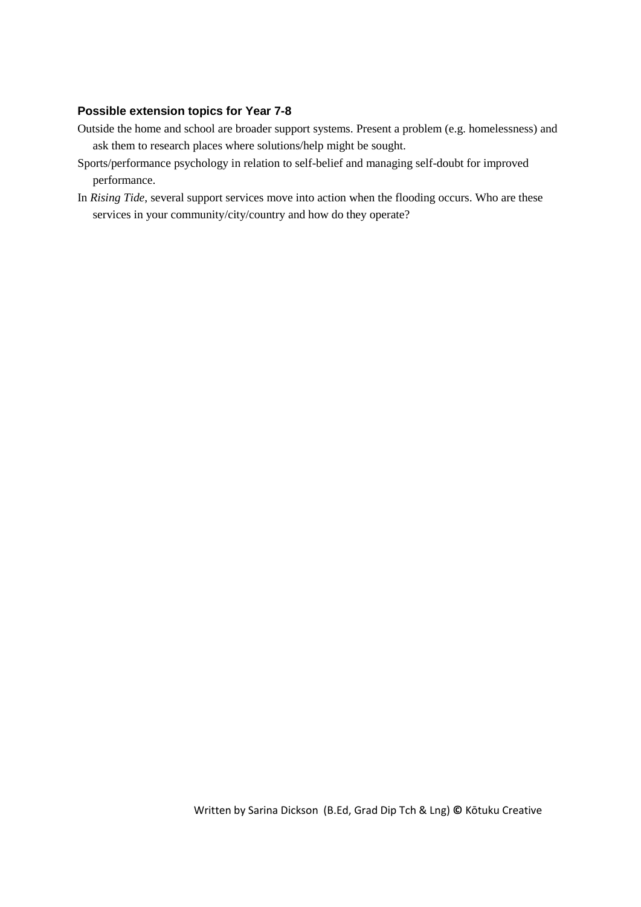### Possible extension topics for Year 7-8

- Outside the home and school are broader support systems. Present a problem (e.g. homelessness) and ask them to research places where solutions/help might be sought.
- Sports/performance psychology in relation to self-belief and managing self-doubt for improved performance.
- In *Rising Tide*, several support services move into action when the flooding occurs. Who are these services in your community/city/country and how do they operate?

Written by Sarina Dickson (B.Ed, Grad Dip Tch & Lng) © Kōtuku Creative